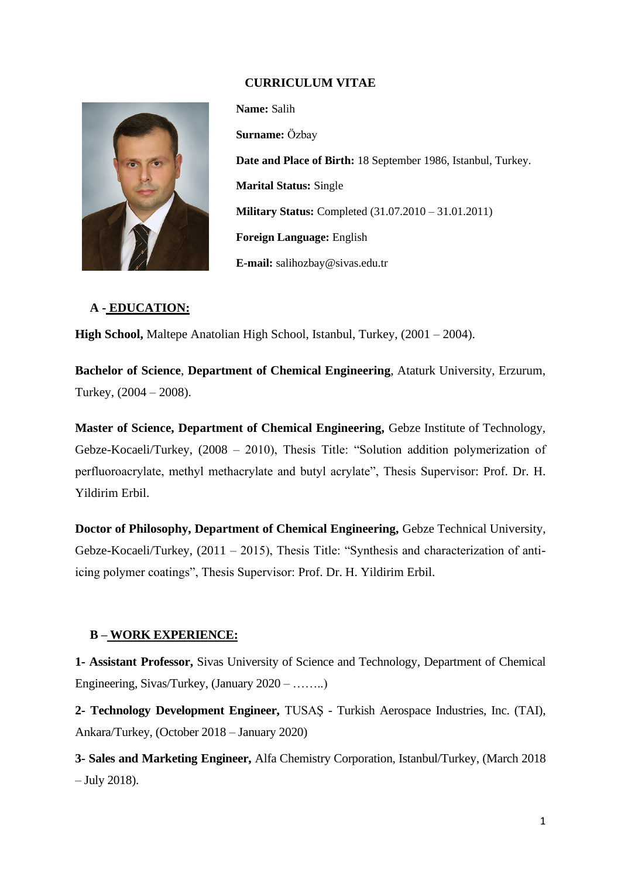# CURRICULUM VITAE

**Name:** Salih

**Surname:** Özbay

**Date and Place of Birth:** 18 September 1986, Istanbul, Turkey.

**Marital Status:** Single

**Military Status:** Completed (31.07.2010 – 31.01.2011)

**Foreign Language:** English

**E-mail:** salihozbay@sivas.edu.tr

## A - EDUCATION:

**High School,** Maltepe Anatolian High School, Istanbul, Turkey, (2001 – 2004).

**Bachelor of Science**, **Department of Chemical Engineering**, Ataturk University, Erzurum, Turkey, (2004 – 2008).

**Master of Science, Department of Chemical Engineering,** Gebze Institute of Technology, Gebze-Kocaeli/Turkey, (2008 – 2010), Thesis Title: "Solution addition polymerization of perfluoroacrylate, methyl methacrylate and butyl acrylate", Thesis Supervisor: Prof. Dr. H. Yildirim Erbil.

**Doctor of Philosophy, Department of Chemical Engineering,** Gebze Technical University, Gebze-Kocaeli/Turkey, (2011 – 2015), Thesis Title: "Synthesis and characterization of anti-icing polymer coatings", Thesis Supervisor: Prof. Dr. H. Yildirim Erbil.

## B – WORK EXPERIENCE:

**1- Assistant Professor,** Sivas University of Science and Technology, Department of Chemical Engineering, Sivas/Turkey, (January 2020 – ……..)

**2- Technology Development Engineer,** TUSAŞ - Turkish Aerospace Industries, Inc. (TAI), Ankara/Turkey, (October 2018 – January 2020)

**3- Sales and Marketing Engineer,** Alfa Chemistry Corporation, Istanbul/Turkey, (March 2018 – July 2018).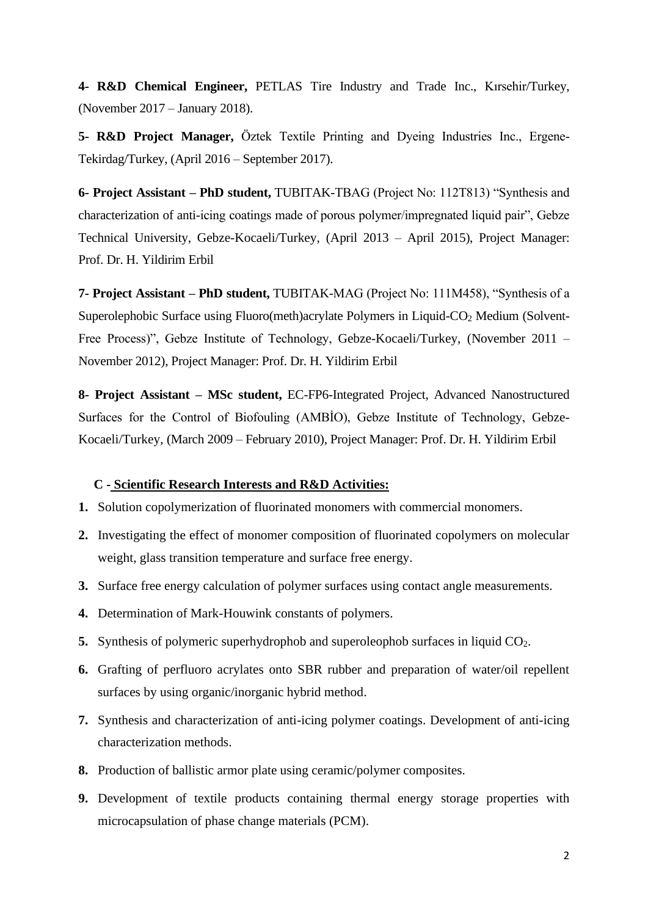**4- R&D Chemical Engineer,** PETLAS Tire Industry and Trade Inc., Kırsehir/Turkey, (November 2017 – January 2018).

**5- R&D Project Manager,** Öztek Textile Printing and Dyeing Industries Inc., Ergene-Tekirdag/Turkey, (April 2016 – September 2017).

**6- Project Assistant – PhD student,** TUBITAK-TBAG (Project No: 112T813) "Synthesis and characterization of anti-icing coatings made of porous polymer/impregnated liquid pair", Gebze Technical University, Gebze-Kocaeli/Turkey, (April 2013 – April 2015), Project Manager: Prof. Dr. H. Yildirim Erbil

**7- Project Assistant – PhD student,** TUBITAK-MAG (Project No: 111M458), "Synthesis of a Superolephobic Surface using Fluoro(meth)acrylate Polymers in Liquid-$CO_2$ Medium (Solvent-Free Process)", Gebze Institute of Technology, Gebze-Kocaeli/Turkey, (November 2011 – November 2012), Project Manager: Prof. Dr. H. Yildirim Erbil

**8- Project Assistant – MSc student,** EC-FP6-Integrated Project, Advanced Nanostructured Surfaces for the Control of Biofouling (AMBİO), Gebze Institute of Technology, Gebze-Kocaeli/Turkey, (March 2009 – February 2010), Project Manager: Prof. Dr. H. Yildirim Erbil

**C - Scientific Research Interests and R&D Activities:**

1. Solution copolymerization of fluorinated monomers with commercial monomers.
2. Investigating the effect of monomer composition of fluorinated copolymers on molecular weight, glass transition temperature and surface free energy.
3. Surface free energy calculation of polymer surfaces using contact angle measurements.
4. Determination of Mark-Houwink constants of polymers.
5. Synthesis of polymeric superhydrophob and superoleophob surfaces in liquid $CO_2$.
6. Grafting of perfluoro acrylates onto SBR rubber and preparation of water/oil repellent surfaces by using organic/inorganic hybrid method.
7. Synthesis and characterization of anti-icing polymer coatings. Development of anti-icing characterization methods.
8. Production of ballistic armor plate using ceramic/polymer composites.
9. Development of textile products containing thermal energy storage properties with microcapsulation of phase change materials (PCM).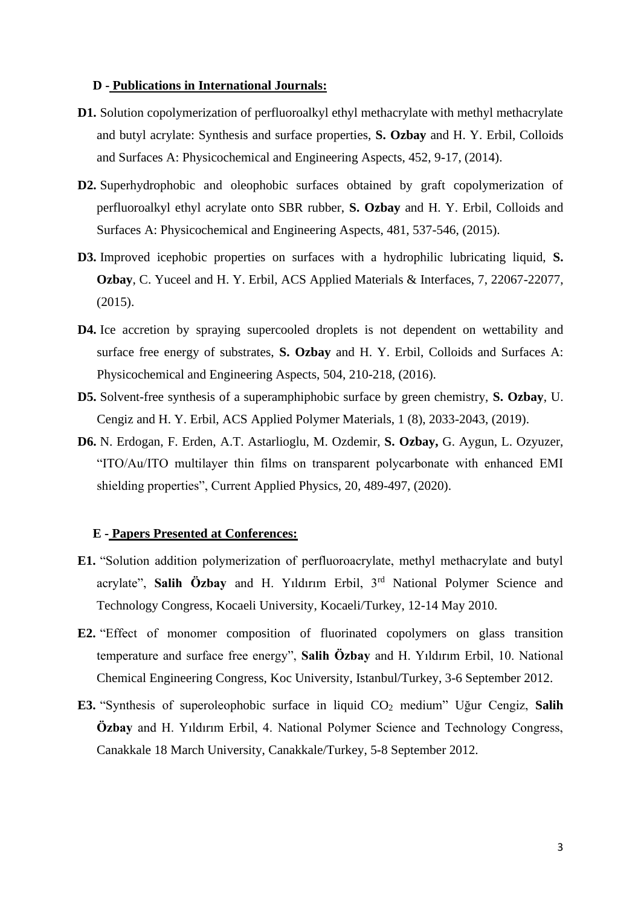## D - Publications in International Journals:

**D1.** Solution copolymerization of perfluoroalkyl ethyl methacrylate with methyl methacrylate and butyl acrylate: Synthesis and surface properties, **S. Ozbay** and H. Y. Erbil, Colloids and Surfaces A: Physicochemical and Engineering Aspects, 452, 9-17, (2014).

**D2.** Superhydrophobic and oleophobic surfaces obtained by graft copolymerization of perfluoroalkyl ethyl acrylate onto SBR rubber, **S. Ozbay** and H. Y. Erbil, Colloids and Surfaces A: Physicochemical and Engineering Aspects, 481, 537-546, (2015).

**D3.** Improved icephobic properties on surfaces with a hydrophilic lubricating liquid, **S. Ozbay**, C. Yuceel and H. Y. Erbil, ACS Applied Materials & Interfaces, 7, 22067-22077, (2015).

**D4.** Ice accretion by spraying supercooled droplets is not dependent on wettability and surface free energy of substrates, **S. Ozbay** and H. Y. Erbil, Colloids and Surfaces A: Physicochemical and Engineering Aspects, 504, 210-218, (2016).

**D5.** Solvent-free synthesis of a superamphiphobic surface by green chemistry, **S. Ozbay**, U. Cengiz and H. Y. Erbil, ACS Applied Polymer Materials, 1 (8), 2033-2043, (2019).

**D6.** N. Erdogan, F. Erden, A.T. Astarlioglu, M. Ozdemir, **S. Ozbay,** G. Aygun, L. Ozyuzer, "ITO/Au/ITO multilayer thin films on transparent polycarbonate with enhanced EMI shielding properties", Current Applied Physics, 20, 489-497, (2020).

## E - Papers Presented at Conferences:

**E1.** "Solution addition polymerization of perfluoroacrylate, methyl methacrylate and butyl acrylate", **Salih Özbay** and H. Yıldırım Erbil, 3rd National Polymer Science and Technology Congress, Kocaeli University, Kocaeli/Turkey, 12-14 May 2010.

**E2.** "Effect of monomer composition of fluorinated copolymers on glass transition temperature and surface free energy", **Salih Özbay** and H. Yıldırım Erbil, 10. National Chemical Engineering Congress, Koc University, Istanbul/Turkey, 3-6 September 2012.

**E3.** "Synthesis of superoleophobic surface in liquid $CO_2$ medium" Uğur Cengiz, **Salih Özbay** and H. Yıldırım Erbil, 4. National Polymer Science and Technology Congress, Canakkale 18 March University, Canakkale/Turkey, 5-8 September 2012.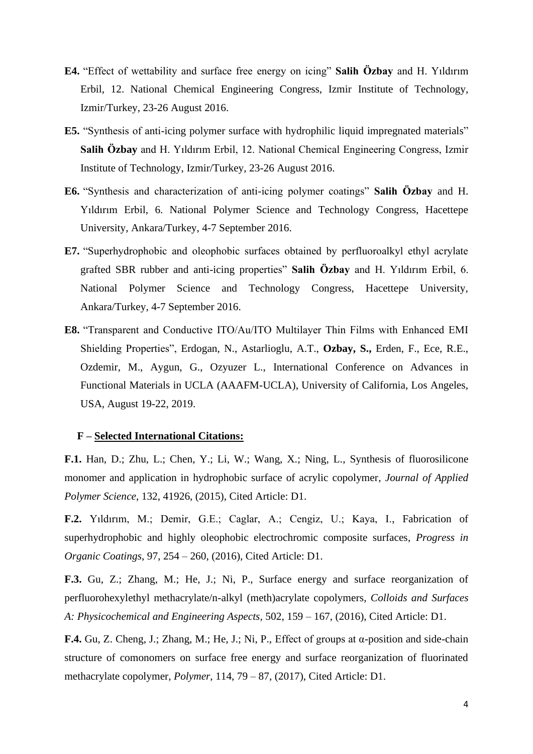**E4.** "Effect of wettability and surface free energy on icing" **Salih Özbay** and H. Yıldırım Erbil, 12. National Chemical Engineering Congress, Izmir Institute of Technology, Izmir/Turkey, 23-26 August 2016.

**E5.** "Synthesis of anti-icing polymer surface with hydrophilic liquid impregnated materials" **Salih Özbay** and H. Yıldırım Erbil, 12. National Chemical Engineering Congress, Izmir Institute of Technology, Izmir/Turkey, 23-26 August 2016.

**E6.** "Synthesis and characterization of anti-icing polymer coatings" **Salih Özbay** and H. Yıldırım Erbil, 6. National Polymer Science and Technology Congress, Hacettepe University, Ankara/Turkey, 4-7 September 2016.

**E7.** "Superhydrophobic and oleophobic surfaces obtained by perfluoroalkyl ethyl acrylate grafted SBR rubber and anti-icing properties" **Salih Özbay** and H. Yıldırım Erbil, 6. National Polymer Science and Technology Congress, Hacettepe University, Ankara/Turkey, 4-7 September 2016.

**E8.** "Transparent and Conductive ITO/Au/ITO Multilayer Thin Films with Enhanced EMI Shielding Properties", Erdogan, N., Astarlioglu, A.T., **Ozbay, S.,** Erden, F., Ece, R.E., Ozdemir, M., Aygun, G., Ozyuzer L., International Conference on Advances in Functional Materials in UCLA (AAAFM-UCLA), University of California, Los Angeles, USA, August 19-22, 2019.

## F – Selected International Citations:

**F.1.** Han, D.; Zhu, L.; Chen, Y.; Li, W.; Wang, X.; Ning, L., Synthesis of fluorosilicone monomer and application in hydrophobic surface of acrylic copolymer, *Journal of Applied Polymer Science*, 132, 41926, (2015), Cited Article: D1.

**F.2.** Yıldırım, M.; Demir, G.E.; Caglar, A.; Cengiz, U.; Kaya, I., Fabrication of superhydrophobic and highly oleophobic electrochromic composite surfaces, *Progress in Organic Coatings*, 97, 254 – 260, (2016), Cited Article: D1.

**F.3.** Gu, Z.; Zhang, M.; He, J.; Ni, P., Surface energy and surface reorganization of perfluorohexylethyl methacrylate/n-alkyl (meth)acrylate copolymers, *Colloids and Surfaces A: Physicochemical and Engineering Aspects*, 502, 159 – 167, (2016), Cited Article: D1.

**F.4.** Gu, Z. Cheng, J.; Zhang, M.; He, J.; Ni, P., Effect of groups at α-position and side-chain structure of comonomers on surface free energy and surface reorganization of fluorinated methacrylate copolymer, *Polymer*, 114, 79 – 87, (2017), Cited Article: D1.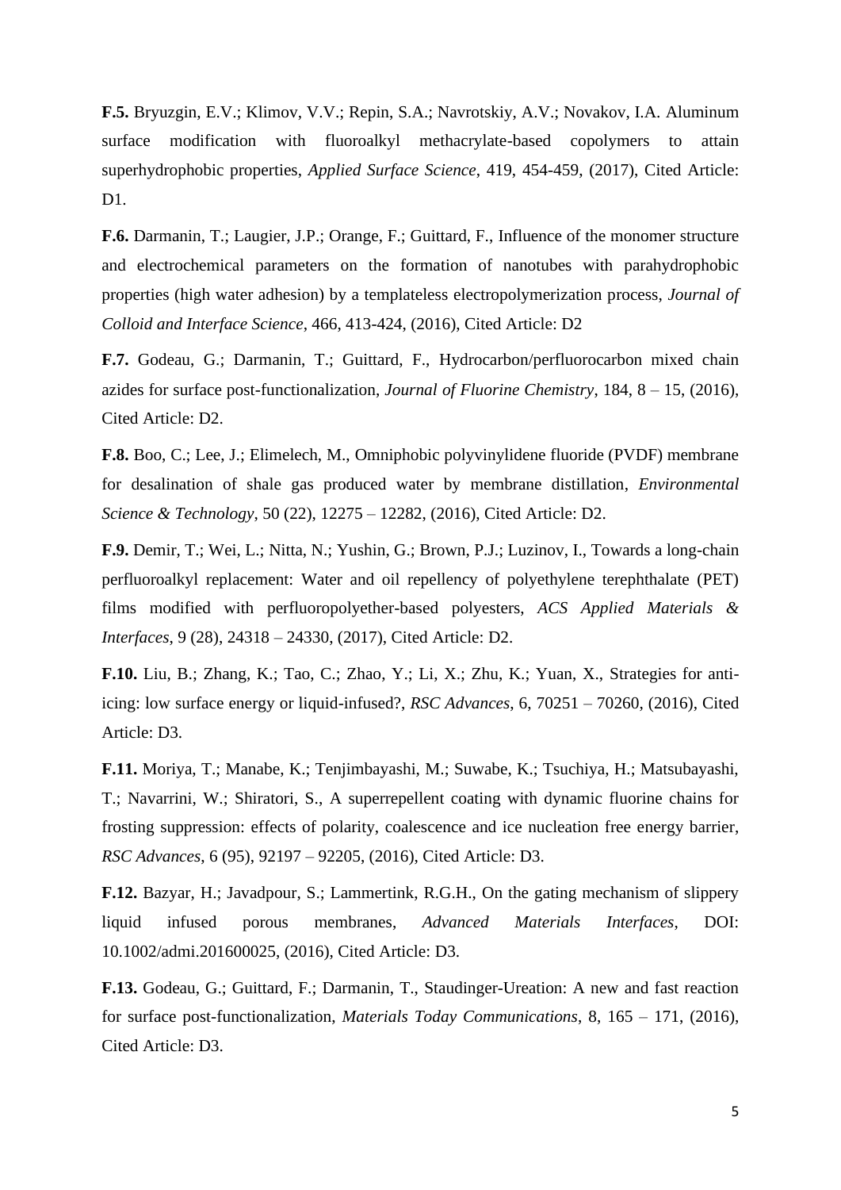**F.5.** Bryuzgin, E.V.; Klimov, V.V.; Repin, S.A.; Navrotskiy, A.V.; Novakov, I.A. Aluminum surface modification with fluoroalkyl methacrylate-based copolymers to attain superhydrophobic properties, *Applied Surface Science*, 419, 454-459, (2017), Cited Article: D1.

**F.6.** Darmanin, T.; Laugier, J.P.; Orange, F.; Guittard, F., Influence of the monomer structure and electrochemical parameters on the formation of nanotubes with parahydrophobic properties (high water adhesion) by a templateless electropolymerization process, *Journal of Colloid and Interface Science*, 466, 413-424, (2016), Cited Article: D2

**F.7.** Godeau, G.; Darmanin, T.; Guittard, F., Hydrocarbon/perfluorocarbon mixed chain azides for surface post-functionalization, *Journal of Fluorine Chemistry*, 184, 8 – 15, (2016), Cited Article: D2.

**F.8.** Boo, C.; Lee, J.; Elimelech, M., Omniphobic polyvinylidene fluoride (PVDF) membrane for desalination of shale gas produced water by membrane distillation, *Environmental Science & Technology*, 50 (22), 12275 – 12282, (2016), Cited Article: D2.

**F.9.** Demir, T.; Wei, L.; Nitta, N.; Yushin, G.; Brown, P.J.; Luzinov, I., Towards a long-chain perfluoroalkyl replacement: Water and oil repellency of polyethylene terephthalate (PET) films modified with perfluoropolyether-based polyesters, *ACS Applied Materials & Interfaces*, 9 (28), 24318 – 24330, (2017), Cited Article: D2.

**F.10.** Liu, B.; Zhang, K.; Tao, C.; Zhao, Y.; Li, X.; Zhu, K.; Yuan, X., Strategies for anti-icing: low surface energy or liquid-infused?, *RSC Advances*, 6, 70251 – 70260, (2016), Cited Article: D3.

**F.11.** Moriya, T.; Manabe, K.; Tenjimbayashi, M.; Suwabe, K.; Tsuchiya, H.; Matsubayashi, T.; Navarrini, W.; Shiratori, S., A superrepellent coating with dynamic fluorine chains for frosting suppression: effects of polarity, coalescence and ice nucleation free energy barrier, *RSC Advances*, 6 (95), 92197 – 92205, (2016), Cited Article: D3.

**F.12.** Bazyar, H.; Javadpour, S.; Lammertink, R.G.H., On the gating mechanism of slippery liquid infused porous membranes, *Advanced Materials Interfaces*, DOI: 10.1002/admi.201600025, (2016), Cited Article: D3.

**F.13.** Godeau, G.; Guittard, F.; Darmanin, T., Staudinger-Ureation: A new and fast reaction for surface post-functionalization, *Materials Today Communications*, 8, 165 – 171, (2016), Cited Article: D3.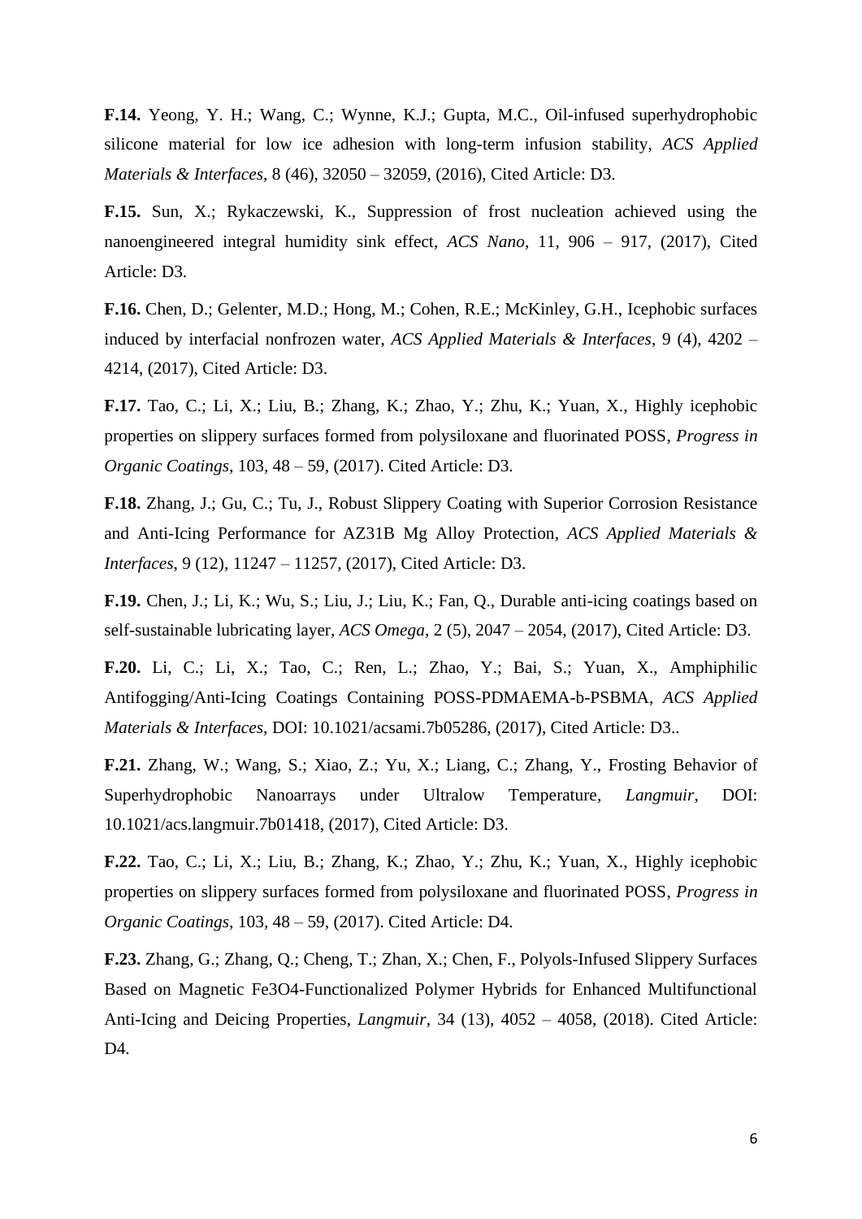**F.14.** Yeong, Y. H.; Wang, C.; Wynne, K.J.; Gupta, M.C., Oil-infused superhydrophobic silicone material for low ice adhesion with long-term infusion stability, *ACS Applied Materials & Interfaces*, 8 (46), 32050 – 32059, (2016), Cited Article: D3.

**F.15.** Sun, X.; Rykaczewski, K., Suppression of frost nucleation achieved using the nanoengineered integral humidity sink effect, *ACS Nano*, 11, 906 – 917, (2017), Cited Article: D3.

**F.16.** Chen, D.; Gelenter, M.D.; Hong, M.; Cohen, R.E.; McKinley, G.H., Icephobic surfaces induced by interfacial nonfrozen water, *ACS Applied Materials & Interfaces*, 9 (4), 4202 – 4214, (2017), Cited Article: D3.

**F.17.** Tao, C.; Li, X.; Liu, B.; Zhang, K.; Zhao, Y.; Zhu, K.; Yuan, X., Highly icephobic properties on slippery surfaces formed from polysiloxane and fluorinated POSS, *Progress in Organic Coatings*, 103, 48 – 59, (2017). Cited Article: D3.

**F.18.** Zhang, J.; Gu, C.; Tu, J., Robust Slippery Coating with Superior Corrosion Resistance and Anti-Icing Performance for AZ31B Mg Alloy Protection, *ACS Applied Materials & Interfaces*, 9 (12), 11247 – 11257, (2017), Cited Article: D3.

**F.19.** Chen, J.; Li, K.; Wu, S.; Liu, J.; Liu, K.; Fan, Q., Durable anti-icing coatings based on self-sustainable lubricating layer, *ACS Omega*, 2 (5), 2047 – 2054, (2017), Cited Article: D3.

**F.20.** Li, C.; Li, X.; Tao, C.; Ren, L.; Zhao, Y.; Bai, S.; Yuan, X., Amphiphilic Antifogging/Anti-Icing Coatings Containing POSS-PDMAEMA-b-PSBMA, *ACS Applied Materials & Interfaces*, DOI: 10.1021/acsami.7b05286, (2017), Cited Article: D3..

**F.21.** Zhang, W.; Wang, S.; Xiao, Z.; Yu, X.; Liang, C.; Zhang, Y., Frosting Behavior of Superhydrophobic Nanoarrays under Ultralow Temperature, *Langmuir*, DOI: 10.1021/acs.langmuir.7b01418, (2017), Cited Article: D3.

**F.22.** Tao, C.; Li, X.; Liu, B.; Zhang, K.; Zhao, Y.; Zhu, K.; Yuan, X., Highly icephobic properties on slippery surfaces formed from polysiloxane and fluorinated POSS, *Progress in Organic Coatings*, 103, 48 – 59, (2017). Cited Article: D4.

**F.23.** Zhang, G.; Zhang, Q.; Cheng, T.; Zhan, X.; Chen, F., Polyols-Infused Slippery Surfaces Based on Magnetic $Fe_3O_4$-Functionalized Polymer Hybrids for Enhanced Multifunctional Anti-Icing and Deicing Properties, *Langmuir*, 34 (13), 4052 – 4058, (2018). Cited Article: D4.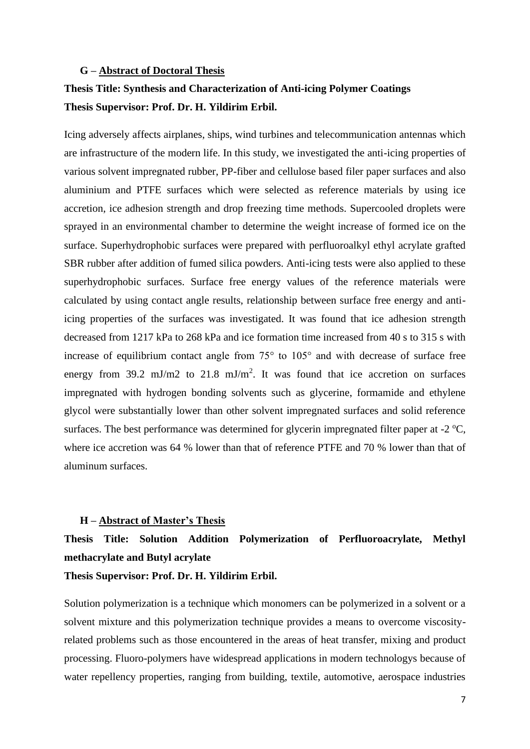**G – Abstract of Doctoral Thesis**

**Thesis Title: Synthesis and Characterization of Anti-icing Polymer Coatings**

**Thesis Supervisor: Prof. Dr. H. Yildirim Erbil.**

Icing adversely affects airplanes, ships, wind turbines and telecommunication antennas which are infrastructure of the modern life. In this study, we investigated the anti-icing properties of various solvent impregnated rubber, PP-fiber and cellulose based filer paper surfaces and also aluminium and PTFE surfaces which were selected as reference materials by using ice accretion, ice adhesion strength and drop freezing time methods. Supercooled droplets were sprayed in an environmental chamber to determine the weight increase of formed ice on the surface. Superhydrophobic surfaces were prepared with perfluoroalkyl ethyl acrylate grafted SBR rubber after addition of fumed silica powders. Anti-icing tests were also applied to these superhydrophobic surfaces. Surface free energy values of the reference materials were calculated by using contact angle results, relationship between surface free energy and anti-icing properties of the surfaces was investigated. It was found that ice adhesion strength decreased from 1217 kPa to 268 kPa and ice formation time increased from 40 s to 315 s with increase of equilibrium contact angle from 75° to 105° and with decrease of surface free energy from 39.2 mJ/m2 to 21.8 $mJ/m^2$. It was found that ice accretion on surfaces impregnated with hydrogen bonding solvents such as glycerine, formamide and ethylene glycol were substantially lower than other solvent impregnated surfaces and solid reference surfaces. The best performance was determined for glycerin impregnated filter paper at -2 $^oC$, where ice accretion was 64 % lower than that of reference PTFE and 70 % lower than that of aluminum surfaces.

**H – Abstract of Master's Thesis**

**Thesis Title: Solution Addition Polymerization of Perfluoroacrylate, Methyl methacrylate and Butyl acrylate**

**Thesis Supervisor: Prof. Dr. H. Yildirim Erbil.**

Solution polymerization is a technique which monomers can be polymerized in a solvent or a solvent mixture and this polymerization technique provides a means to overcome viscosity-related problems such as those encountered in the areas of heat transfer, mixing and product processing. Fluoro-polymers have widespread applications in modern technologys because of water repellency properties, ranging from building, textile, automotive, aerospace industries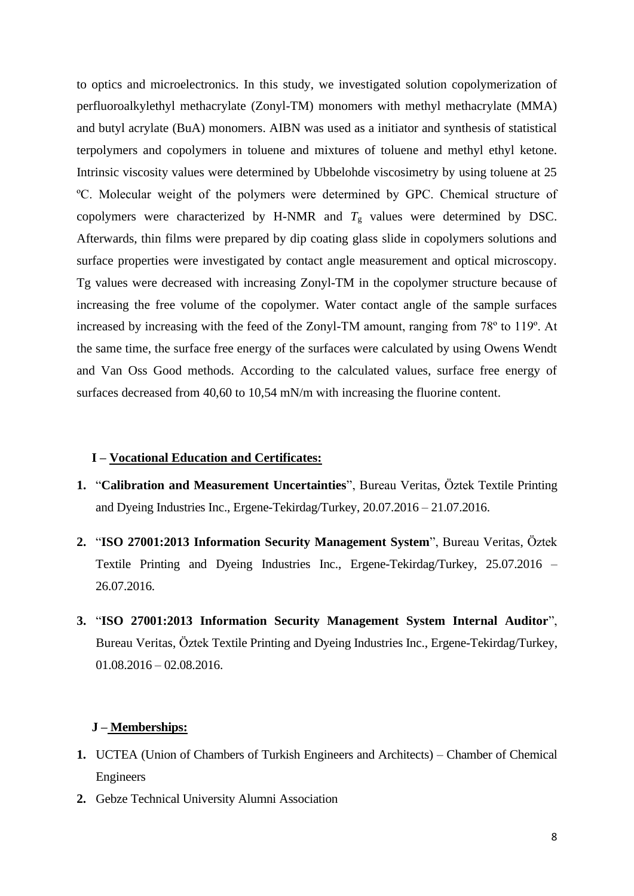to optics and microelectronics. In this study, we investigated solution copolymerization of perfluoroalkylethyl methacrylate (Zonyl-TM) monomers with methyl methacrylate (MMA) and butyl acrylate (BuA) monomers. AIBN was used as a initiator and synthesis of statistical terpolymers and copolymers in toluene and mixtures of toluene and methyl ethyl ketone. Intrinsic viscosity values were determined by Ubbelohde viscosimetry by using toluene at 25 ºC. Molecular weight of the polymers were determined by GPC. Chemical structure of copolymers were characterized by H-NMR and $T_g$ values were determined by DSC. Afterwards, thin films were prepared by dip coating glass slide in copolymers solutions and surface properties were investigated by contact angle measurement and optical microscopy. Tg values were decreased with increasing Zonyl-TM in the copolymer structure because of increasing the free volume of the copolymer. Water contact angle of the sample surfaces increased by increasing with the feed of the Zonyl-TM amount, ranging from 78º to 119º. At the same time, the surface free energy of the surfaces were calculated by using Owens Wendt and Van Oss Good methods. According to the calculated values, surface free energy of surfaces decreased from 40,60 to 10,54 mN/m with increasing the fluorine content.

## I – Vocational Education and Certificates:

1. "**Calibration and Measurement Uncertainties**", Bureau Veritas, Öztek Textile Printing and Dyeing Industries Inc., Ergene-Tekirdag/Turkey, 20.07.2016 – 21.07.2016.
2. "**ISO 27001:2013 Information Security Management System**", Bureau Veritas, Öztek Textile Printing and Dyeing Industries Inc., Ergene-Tekirdag/Turkey, 25.07.2016 – 26.07.2016.
3. "**ISO 27001:2013 Information Security Management System Internal Auditor**", Bureau Veritas, Öztek Textile Printing and Dyeing Industries Inc., Ergene-Tekirdag/Turkey, 01.08.2016 – 02.08.2016.

## J – Memberships:

1. UCTEA (Union of Chambers of Turkish Engineers and Architects) – Chamber of Chemical Engineers
2. Gebze Technical University Alumni Association